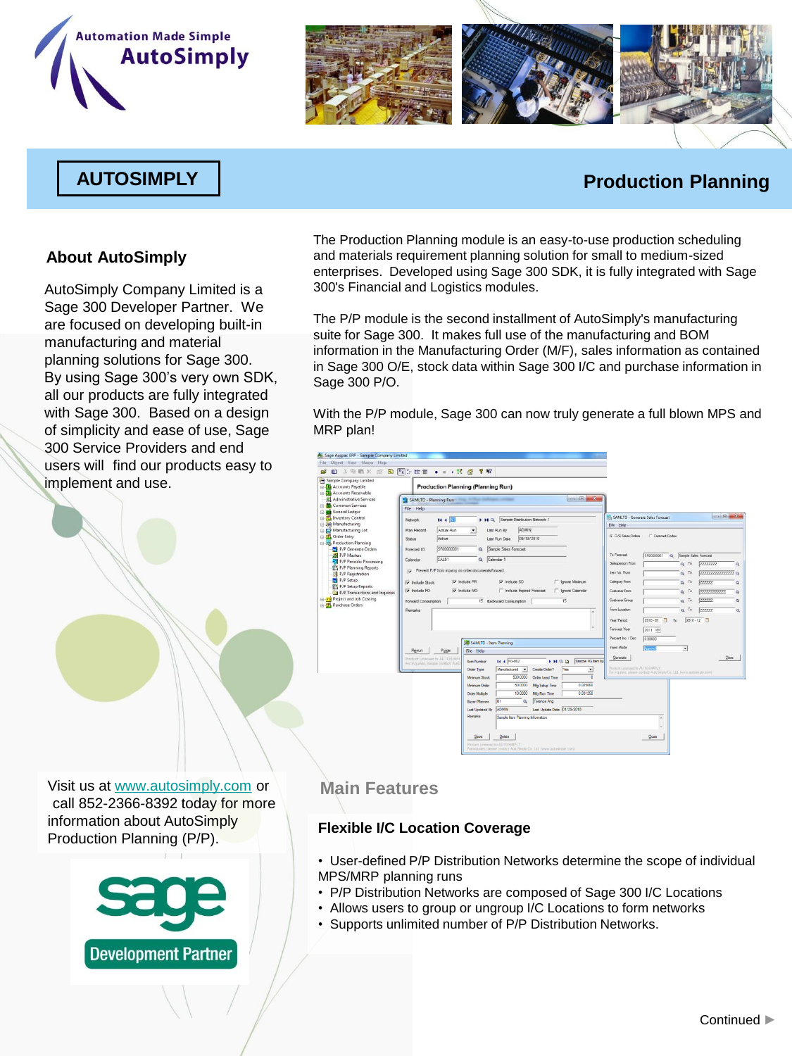Automation Made Simple
AutoSimply

# AUTOSIMPLY

# Production Planning

## About AutoSimply

AutoSimply Company Limited is a Sage 300 Developer Partner. We are focused on developing built-in manufacturing and material planning solutions for Sage 300. By using Sage 300's very own SDK, all our products are fully integrated with Sage 300. Based on a design of simplicity and ease of use, Sage 300 Service Providers and end users will find our products easy to implement and use.

The Production Planning module is an easy-to-use production scheduling and materials requirement planning solution for small to medium-sized enterprises. Developed using Sage 300 SDK, it is fully integrated with Sage 300's Financial and Logistics modules.

The P/P module is the second installment of AutoSimply's manufacturing suite for Sage 300. It makes full use of the manufacturing and BOM information in the Manufacturing Order (M/F), sales information as contained in Sage 300 O/E, stock data within Sage 300 I/C and purchase information in Sage 300 P/O.

With the P/P module, Sage 300 can now truly generate a full blown MPS and MRP plan!

Visit us at www.autosimply.com or call 852-2366-8392 today for more information about AutoSimply Production Planning (P/P).

sage Development Partner

## Main Features

### Flexible I/C Location Coverage

- User-defined P/P Distribution Networks determine the scope of individual MPS/MRP planning runs
- P/P Distribution Networks are composed of Sage 300 I/C Locations
- Allows users to group or ungroup I/C Locations to form networks
- Supports unlimited number of P/P Distribution Networks.

Continued ►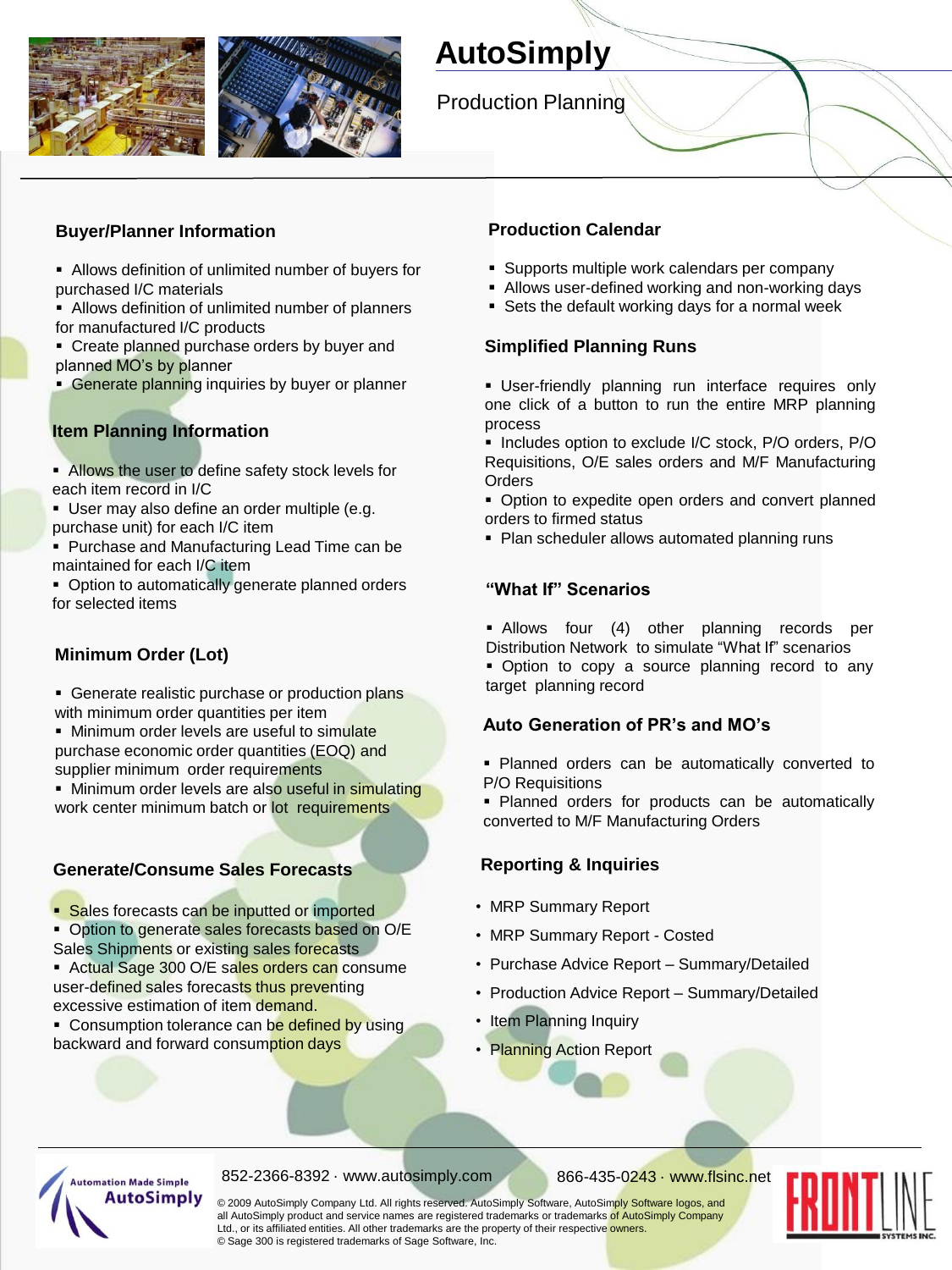# AutoSimply

Production Planning

## Buyer/Planner Information

- Allows definition of unlimited number of buyers for purchased I/C materials
- Allows definition of unlimited number of planners for manufactured I/C products
- Create planned purchase orders by buyer and planned MO's by planner
- Generate planning inquiries by buyer or planner

## Item Planning Information

- Allows the user to define safety stock levels for each item record in I/C
- User may also define an order multiple (e.g. purchase unit) for each I/C item
- Purchase and Manufacturing Lead Time can be maintained for each I/C item
- Option to automatically generate planned orders for selected items

## Minimum Order (Lot)

- Generate realistic purchase or production plans with minimum order quantities per item
- Minimum order levels are useful to simulate purchase economic order quantities (EOQ) and supplier minimum order requirements
- Minimum order levels are also useful in simulating work center minimum batch or lot requirements

## Generate/Consume Sales Forecasts

- Sales forecasts can be inputted or imported
- Option to generate sales forecasts based on O/E Sales Shipments or existing sales forecasts
- Actual Sage 300 O/E sales orders can consume user-defined sales forecasts thus preventing excessive estimation of item demand.
- Consumption tolerance can be defined by using backward and forward consumption days

## Production Calendar

- Supports multiple work calendars per company
- Allows user-defined working and non-working days
- Sets the default working days for a normal week

## Simplified Planning Runs

- User-friendly planning run interface requires only one click of a button to run the entire MRP planning process
- Includes option to exclude I/C stock, P/O orders, P/O Requisitions, O/E sales orders and M/F Manufacturing Orders
- Option to expedite open orders and convert planned orders to firmed status
- Plan scheduler allows automated planning runs

## "What If" Scenarios

- Allows four (4) other planning records per Distribution Network to simulate "What If" scenarios
- Option to copy a source planning record to any target planning record

## Auto Generation of PR's and MO's

- Planned orders can be automatically converted to P/O Requisitions
- Planned orders for products can be automatically converted to M/F Manufacturing Orders

## Reporting & Inquiries

- MRP Summary Report
- MRP Summary Report - Costed
- Purchase Advice Report – Summary/Detailed
- Production Advice Report – Summary/Detailed
- Item Planning Inquiry
- Planning Action Report

Automation Made Simple AutoSimply

852-2366-8392 · www.autosimply.com

866-435-0243 · www.flsinc.net

© 2009 AutoSimply Company Ltd. All rights reserved. AutoSimply Software, AutoSimply Software logos, and all AutoSimply product and service names are registered trademarks or trademarks of AutoSimply Company Ltd., or its affiliated entities. All other trademarks are the property of their respective owners.
© Sage 300 is registered trademarks of Sage Software, Inc.

FRONTLINE SYSTEMS INC.